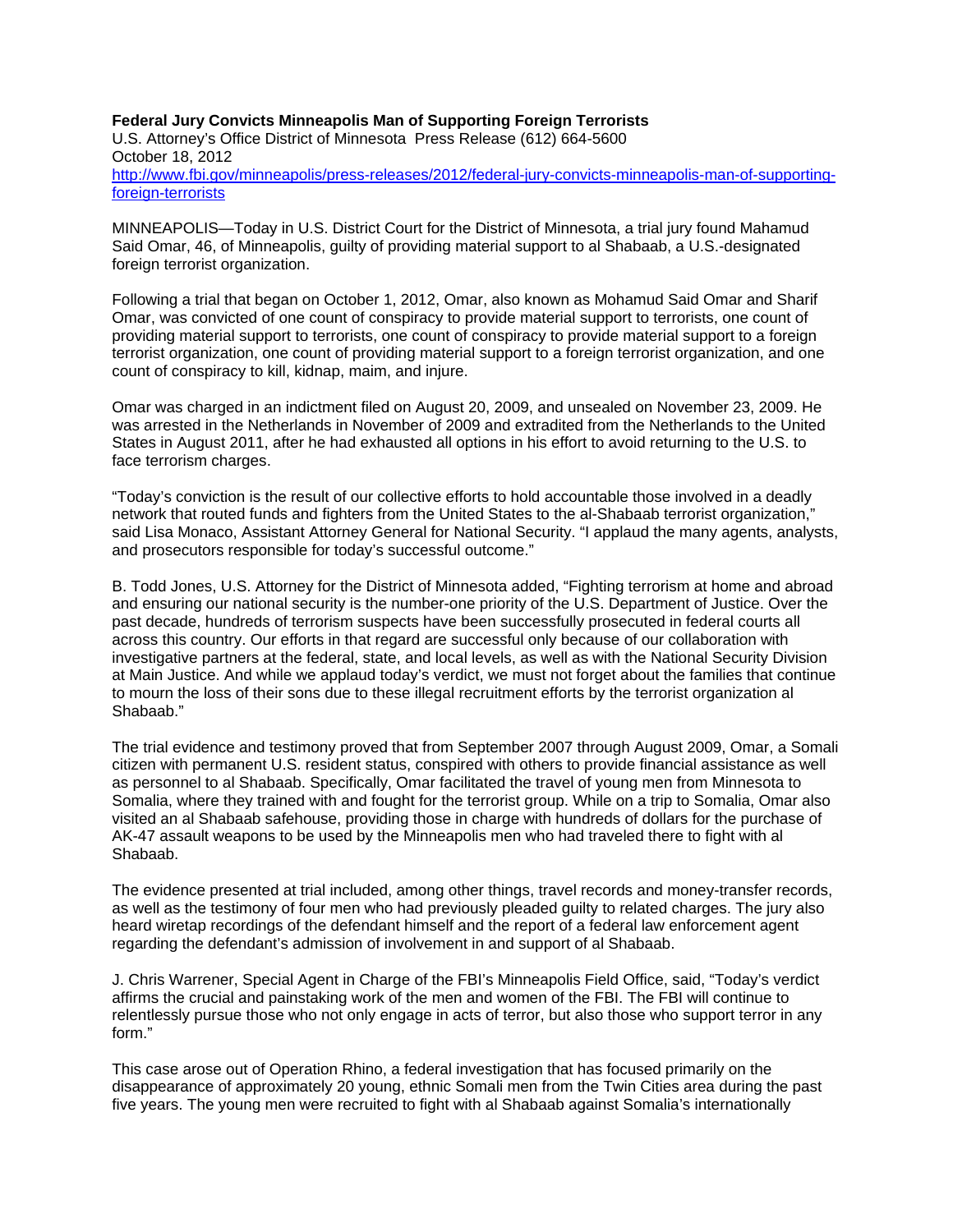**Federal Jury Convicts Minneapolis Man of Supporting Foreign Terrorists**
U.S. Attorney's Office District of Minnesota Press Release (612) 664-5600
October 18, 2012
http://www.fbi.gov/minneapolis/press-releases/2012/federal-jury-convicts-minneapolis-man-of-supporting-foreign-terrorists

MINNEAPOLIS—Today in U.S. District Court for the District of Minnesota, a trial jury found Mahamud Said Omar, 46, of Minneapolis, guilty of providing material support to al Shabaab, a U.S.-designated foreign terrorist organization.

Following a trial that began on October 1, 2012, Omar, also known as Mohamud Said Omar and Sharif Omar, was convicted of one count of conspiracy to provide material support to terrorists, one count of providing material support to terrorists, one count of conspiracy to provide material support to a foreign terrorist organization, one count of providing material support to a foreign terrorist organization, and one count of conspiracy to kill, kidnap, maim, and injure.

Omar was charged in an indictment filed on August 20, 2009, and unsealed on November 23, 2009. He was arrested in the Netherlands in November of 2009 and extradited from the Netherlands to the United States in August 2011, after he had exhausted all options in his effort to avoid returning to the U.S. to face terrorism charges.

"Today's conviction is the result of our collective efforts to hold accountable those involved in a deadly network that routed funds and fighters from the United States to the al-Shabaab terrorist organization," said Lisa Monaco, Assistant Attorney General for National Security. "I applaud the many agents, analysts, and prosecutors responsible for today's successful outcome."

B. Todd Jones, U.S. Attorney for the District of Minnesota added, "Fighting terrorism at home and abroad and ensuring our national security is the number-one priority of the U.S. Department of Justice. Over the past decade, hundreds of terrorism suspects have been successfully prosecuted in federal courts all across this country. Our efforts in that regard are successful only because of our collaboration with investigative partners at the federal, state, and local levels, as well as with the National Security Division at Main Justice. And while we applaud today's verdict, we must not forget about the families that continue to mourn the loss of their sons due to these illegal recruitment efforts by the terrorist organization al Shabaab."

The trial evidence and testimony proved that from September 2007 through August 2009, Omar, a Somali citizen with permanent U.S. resident status, conspired with others to provide financial assistance as well as personnel to al Shabaab. Specifically, Omar facilitated the travel of young men from Minnesota to Somalia, where they trained with and fought for the terrorist group. While on a trip to Somalia, Omar also visited an al Shabaab safehouse, providing those in charge with hundreds of dollars for the purchase of AK-47 assault weapons to be used by the Minneapolis men who had traveled there to fight with al Shabaab.

The evidence presented at trial included, among other things, travel records and money-transfer records, as well as the testimony of four men who had previously pleaded guilty to related charges. The jury also heard wiretap recordings of the defendant himself and the report of a federal law enforcement agent regarding the defendant's admission of involvement in and support of al Shabaab.

J. Chris Warrener, Special Agent in Charge of the FBI's Minneapolis Field Office, said, "Today's verdict affirms the crucial and painstaking work of the men and women of the FBI. The FBI will continue to relentlessly pursue those who not only engage in acts of terror, but also those who support terror in any form."

This case arose out of Operation Rhino, a federal investigation that has focused primarily on the disappearance of approximately 20 young, ethnic Somali men from the Twin Cities area during the past five years. The young men were recruited to fight with al Shabaab against Somalia's internationally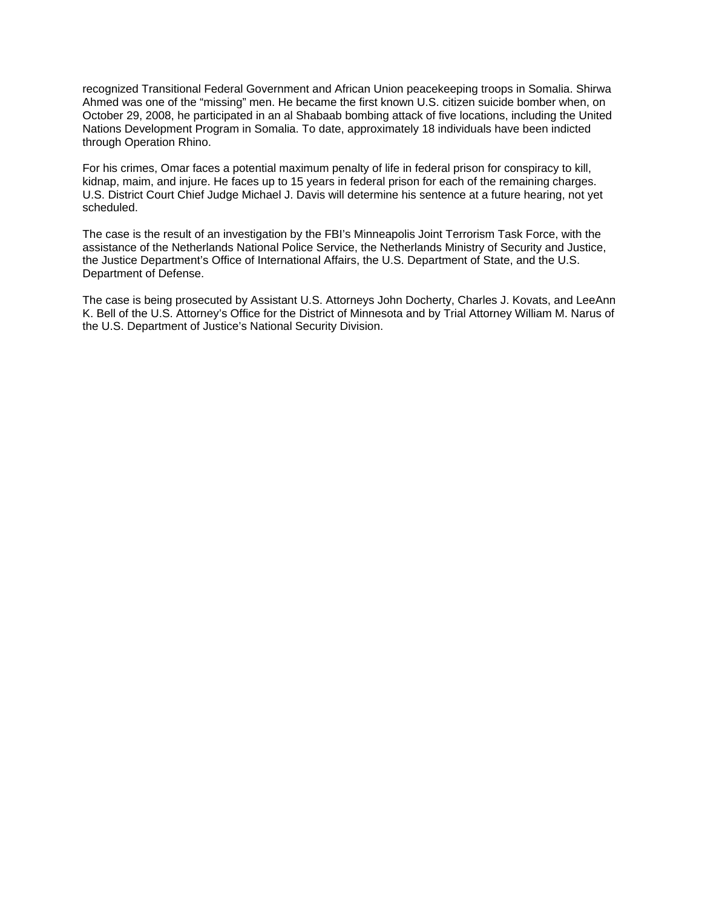recognized Transitional Federal Government and African Union peacekeeping troops in Somalia. Shirwa Ahmed was one of the "missing" men. He became the first known U.S. citizen suicide bomber when, on October 29, 2008, he participated in an al Shabaab bombing attack of five locations, including the United Nations Development Program in Somalia. To date, approximately 18 individuals have been indicted through Operation Rhino.

For his crimes, Omar faces a potential maximum penalty of life in federal prison for conspiracy to kill, kidnap, maim, and injure. He faces up to 15 years in federal prison for each of the remaining charges. U.S. District Court Chief Judge Michael J. Davis will determine his sentence at a future hearing, not yet scheduled.

The case is the result of an investigation by the FBI's Minneapolis Joint Terrorism Task Force, with the assistance of the Netherlands National Police Service, the Netherlands Ministry of Security and Justice, the Justice Department's Office of International Affairs, the U.S. Department of State, and the U.S. Department of Defense.

The case is being prosecuted by Assistant U.S. Attorneys John Docherty, Charles J. Kovats, and LeeAnn K. Bell of the U.S. Attorney's Office for the District of Minnesota and by Trial Attorney William M. Narus of the U.S. Department of Justice's National Security Division.